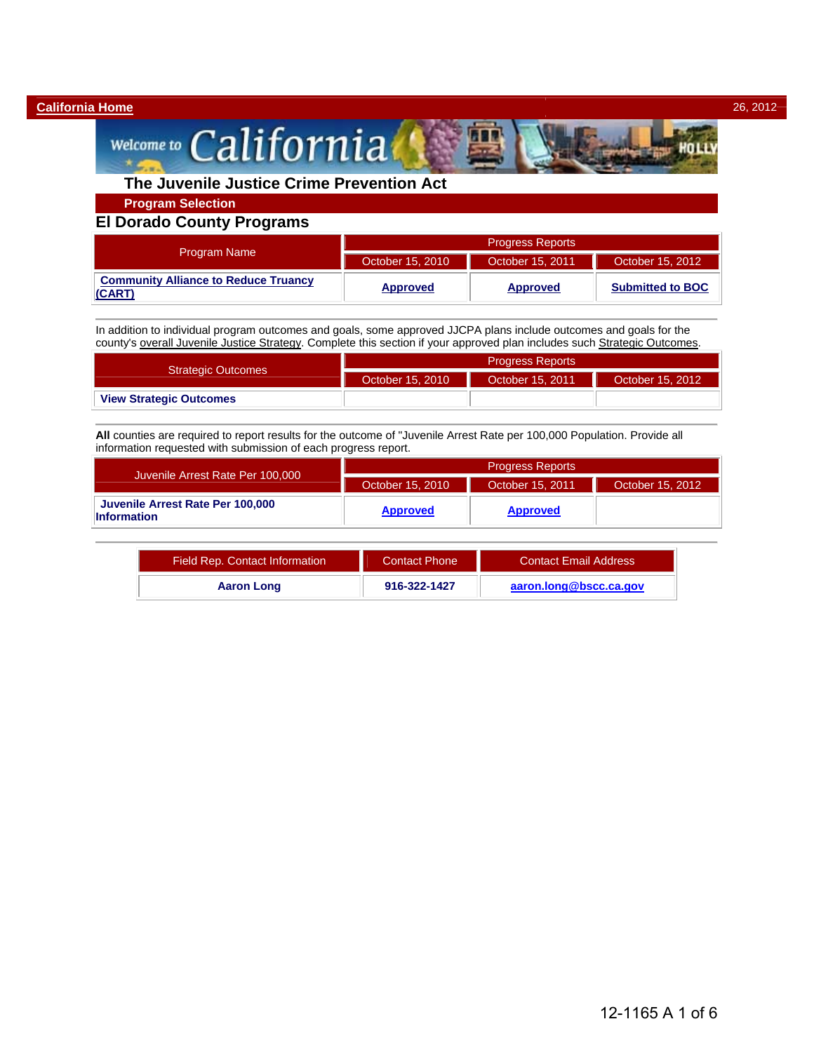California Home

# The Juvenile Justice Crime Prevention Act

## Program Selection

## El Dorado County Programs

| Program Name | Progress Reports | | |
|---|---|---|---|
| | October 15, 2010 | October 15, 2011 | October 15, 2012 |
| **Community Alliance to Reduce Truancy (CART)** | **Approved** | **Approved** | **Submitted to BOC** |

In addition to individual program outcomes and goals, some approved JJCPA plans include outcomes and goals for the county's overall Juvenile Justice Strategy. Complete this section if your approved plan includes such Strategic Outcomes.

| Strategic Outcomes | Progress Reports | | |
|---|---|---|---|
| | October 15, 2010 | October 15, 2011 | October 15, 2012 |
| **View Strategic Outcomes** | | | |

**All** counties are required to report results for the outcome of "Juvenile Arrest Rate per 100,000 Population. Provide all information requested with submission of each progress report.

| Juvenile Arrest Rate Per 100,000 | Progress Reports | | |
|---|---|---|---|
| | October 15, 2010 | October 15, 2011 | October 15, 2012 |
| **Juvenile Arrest Rate Per 100,000 Information** | **Approved** | **Approved** | |

| Field Rep. Contact Information | Contact Phone | Contact Email Address |
|---|---|---|
| **Aaron Long** | **916-322-1427** | **aaron.long@bscc.ca.gov** |

12-1165 A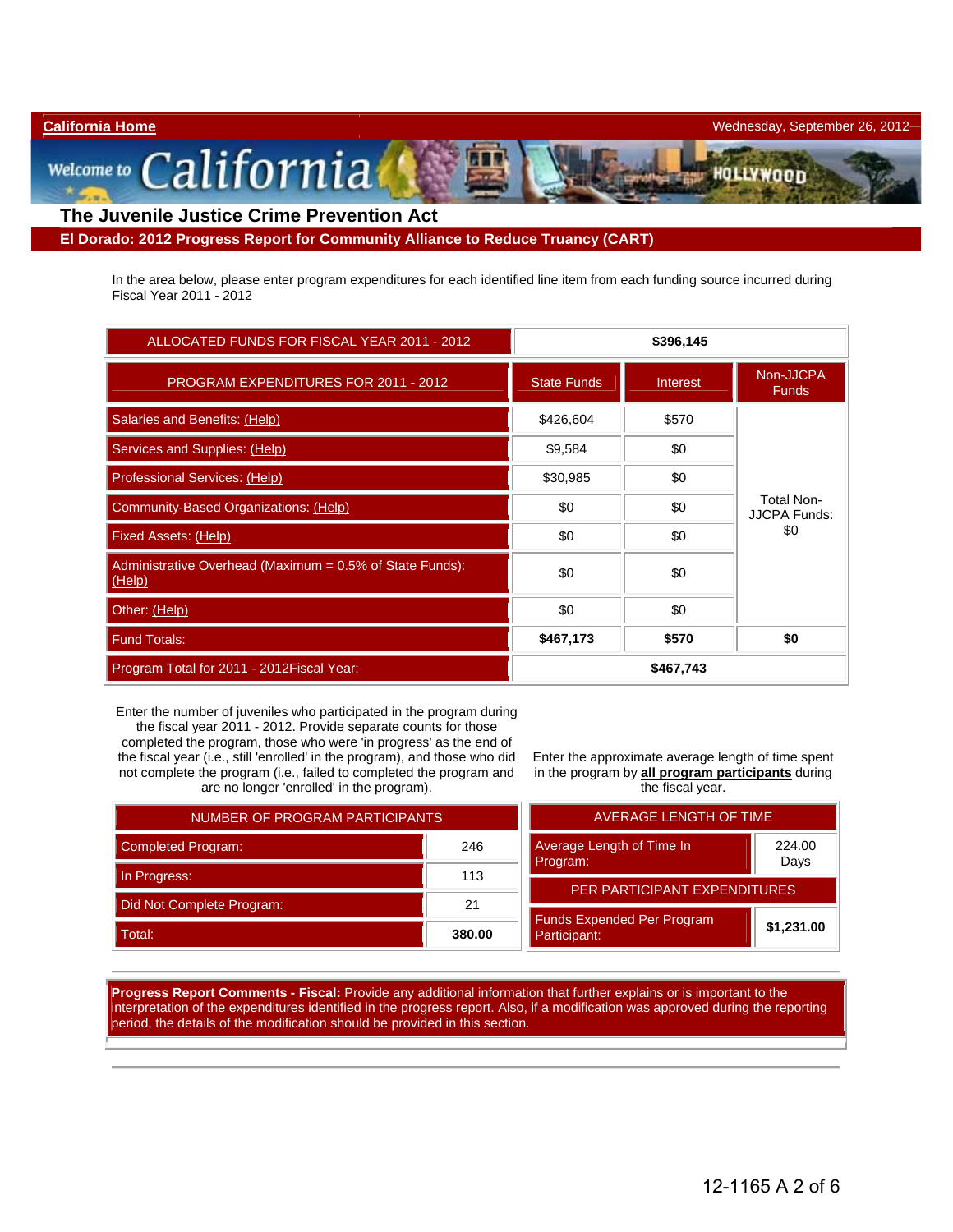California Home

Wednesday, September 26, 2012

# The Juvenile Justice Crime Prevention Act

## El Dorado: 2012 Progress Report for Community Alliance to Reduce Truancy (CART)

In the area below, please enter program expenditures for each identified line item from each funding source incurred during Fiscal Year 2011 - 2012

| ALLOCATED FUNDS FOR FISCAL YEAR 2011 - 2012 | $396,145 | | |
|---|---|---|---|
| PROGRAM EXPENDITURES FOR 2011 - 2012 | State Funds | Interest | Non-JJCPA Funds |
| Salaries and Benefits: (Help) | $426,604 | $570 | Total Non-JJCPA Funds: $0 |
| Services and Supplies: (Help) | $9,584 | $0 | |
| Professional Services: (Help) | $30,985 | $0 | |
| Community-Based Organizations: (Help) | $0 | $0 | |
| Fixed Assets: (Help) | $0 | $0 | |
| Administrative Overhead (Maximum = 0.5% of State Funds): (Help) | $0 | $0 | |
| Other: (Help) | $0 | $0 | |
| Fund Totals: | **$467,173** | **$570** | **$0** |
| Program Total for 2011 - 2012Fiscal Year: | **$467,743** | | |

Enter the number of juveniles who participated in the program during the fiscal year 2011 - 2012. Provide separate counts for those completed the program, those who were 'in progress' as the end of the fiscal year (i.e., still 'enrolled' in the program), and those who did not complete the program (i.e., failed to completed the program and are no longer 'enrolled' in the program).

| NUMBER OF PROGRAM PARTICIPANTS | |
|---|---|
| Completed Program: | 246 |
| In Progress: | 113 |
| Did Not Complete Program: | 21 |
| Total: | **380.00** |

Enter the approximate average length of time spent in the program by **all program participants** during the fiscal year.

| AVERAGE LENGTH OF TIME | |
|---|---|
| Average Length of Time In Program: | 224.00 Days |
| **PER PARTICIPANT EXPENDITURES** | |
| Funds Expended Per Program Participant: | **$1,231.00** |

**Progress Report Comments - Fiscal:** Provide any additional information that further explains or is important to the interpretation of the expenditures identified in the progress report. Also, if a modification was approved during the reporting period, the details of the modification should be provided in this section.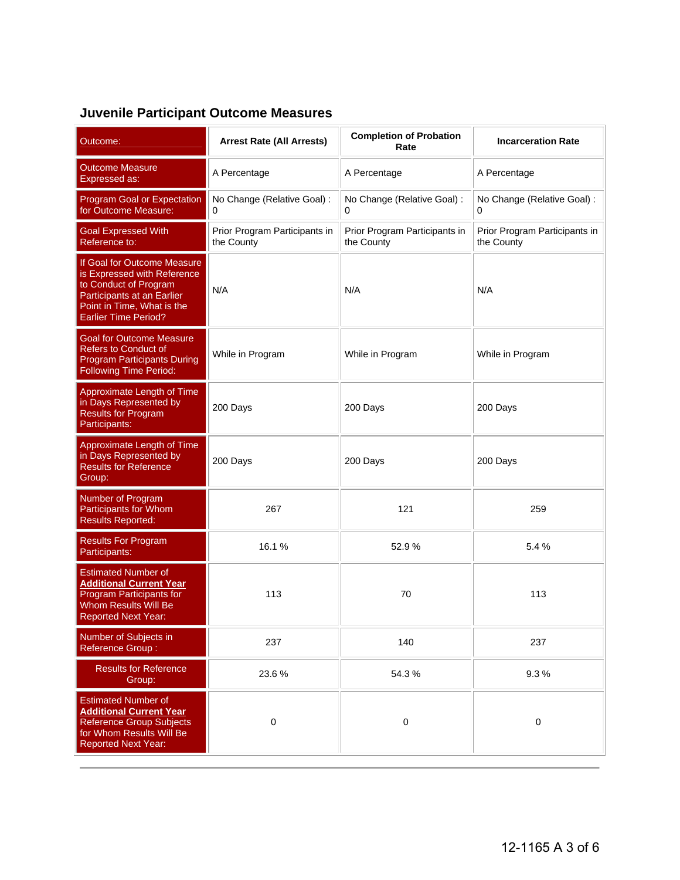## Juvenile Participant Outcome Measures

| Outcome: | Arrest Rate (All Arrests) | Completion of Probation Rate | Incarceration Rate |
|---|---|---|---|
| Outcome Measure Expressed as: | A Percentage | A Percentage | A Percentage |
| Program Goal or Expectation for Outcome Measure: | No Change (Relative Goal) : 0 | No Change (Relative Goal) : 0 | No Change (Relative Goal) : 0 |
| Goal Expressed With Reference to: | Prior Program Participants in the County | Prior Program Participants in the County | Prior Program Participants in the County |
| If Goal for Outcome Measure is Expressed with Reference to Conduct of Program Participants at an Earlier Point in Time, What is the Earlier Time Period? | N/A | N/A | N/A |
| Goal for Outcome Measure Refers to Conduct of Program Participants During Following Time Period: | While in Program | While in Program | While in Program |
| Approximate Length of Time in Days Represented by Results for Program Participants: | 200 Days | 200 Days | 200 Days |
| Approximate Length of Time in Days Represented by Results for Reference Group: | 200 Days | 200 Days | 200 Days |
| Number of Program Participants for Whom Results Reported: | 267 | 121 | 259 |
| Results For Program Participants: | 16.1 % | 52.9 % | 5.4 % |
| Estimated Number of **Additional Current Year** Program Participants for Whom Results Will Be Reported Next Year: | 113 | 70 | 113 |
| Number of Subjects in Reference Group : | 237 | 140 | 237 |
| Results for Reference Group: | 23.6 % | 54.3 % | 9.3 % |
| Estimated Number of **Additional Current Year** Reference Group Subjects for Whom Results Will Be Reported Next Year: | 0 | 0 | 0 |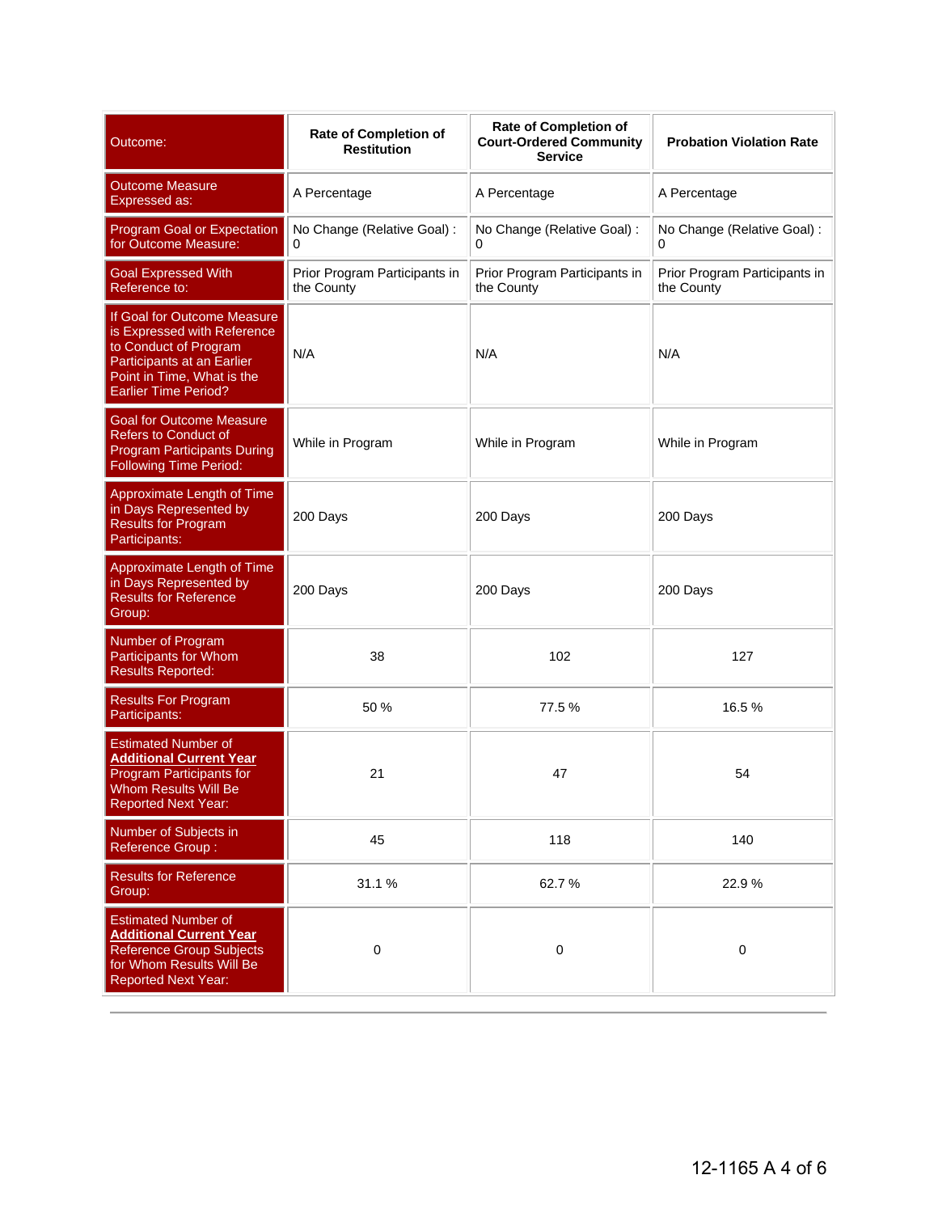| Outcome: | Rate of Completion of Restitution | Rate of Completion of Court-Ordered Community Service | Probation Violation Rate |
|---|---|---|---|
| Outcome Measure Expressed as: | A Percentage | A Percentage | A Percentage |
| Program Goal or Expectation for Outcome Measure: | No Change (Relative Goal) : 0 | No Change (Relative Goal) : 0 | No Change (Relative Goal) : 0 |
| Goal Expressed With Reference to: | Prior Program Participants in the County | Prior Program Participants in the County | Prior Program Participants in the County |
| If Goal for Outcome Measure is Expressed with Reference to Conduct of Program Participants at an Earlier Point in Time, What is the Earlier Time Period? | N/A | N/A | N/A |
| Goal for Outcome Measure Refers to Conduct of Program Participants During Following Time Period: | While in Program | While in Program | While in Program |
| Approximate Length of Time in Days Represented by Results for Program Participants: | 200 Days | 200 Days | 200 Days |
| Approximate Length of Time in Days Represented by Results for Reference Group: | 200 Days | 200 Days | 200 Days |
| Number of Program Participants for Whom Results Reported: | 38 | 102 | 127 |
| Results For Program Participants: | 50 % | 77.5 % | 16.5 % |
| Estimated Number of **Additional Current Year** Program Participants for Whom Results Will Be Reported Next Year: | 21 | 47 | 54 |
| Number of Subjects in Reference Group : | 45 | 118 | 140 |
| Results for Reference Group: | 31.1 % | 62.7 % | 22.9 % |
| Estimated Number of **Additional Current Year** Reference Group Subjects for Whom Results Will Be Reported Next Year: | 0 | 0 | 0 |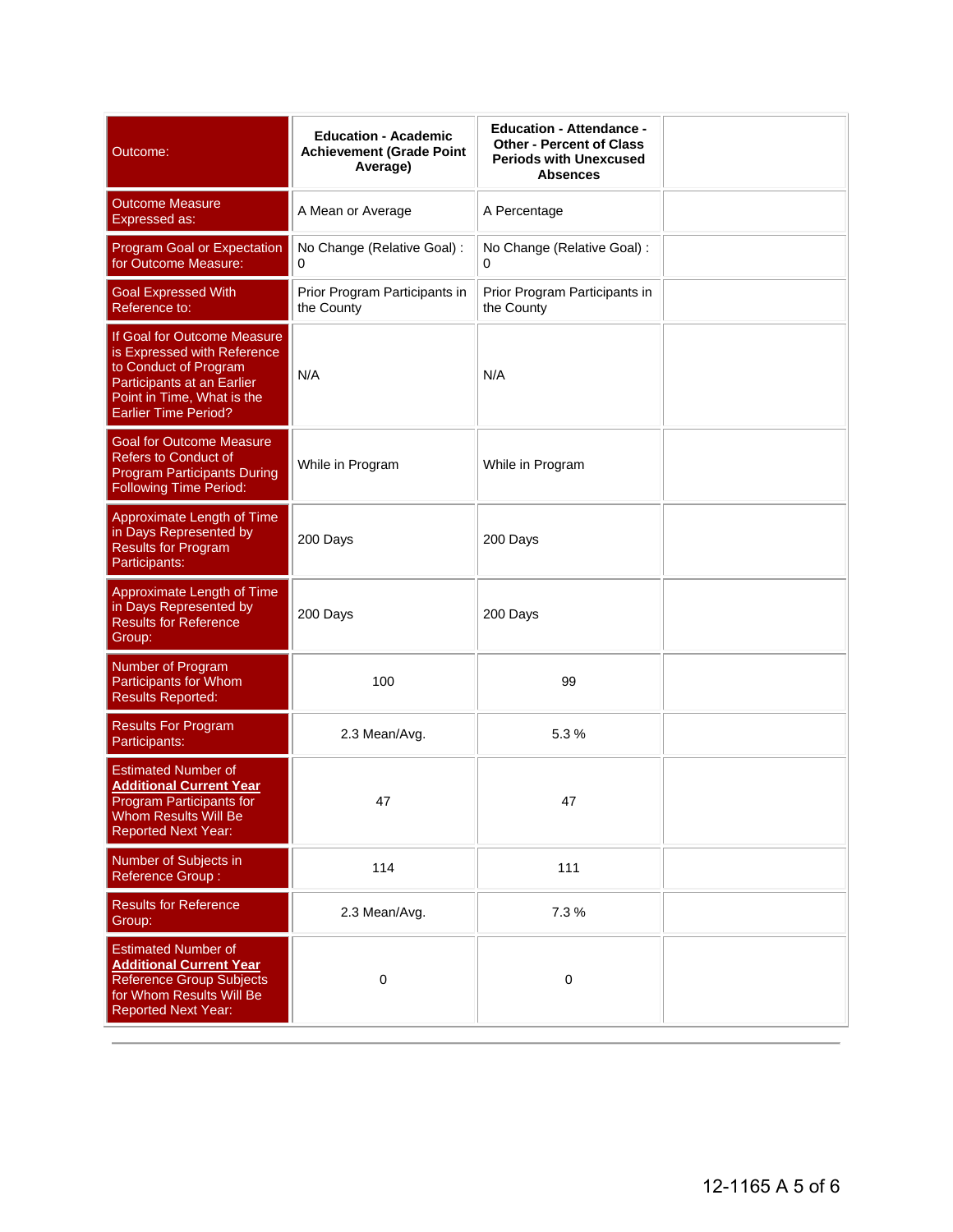| Outcome: | Education - Academic Achievement (Grade Point Average) | Education - Attendance - Other - Percent of Class Periods with Unexcused Absences | |
|---|---|---|---|
| Outcome Measure Expressed as: | A Mean or Average | A Percentage | |
| Program Goal or Expectation for Outcome Measure: | No Change (Relative Goal) : 0 | No Change (Relative Goal) : 0 | |
| Goal Expressed With Reference to: | Prior Program Participants in the County | Prior Program Participants in the County | |
| If Goal for Outcome Measure is Expressed with Reference to Conduct of Program Participants at an Earlier Point in Time, What is the Earlier Time Period? | N/A | N/A | |
| Goal for Outcome Measure Refers to Conduct of Program Participants During Following Time Period: | While in Program | While in Program | |
| Approximate Length of Time in Days Represented by Results for Program Participants: | 200 Days | 200 Days | |
| Approximate Length of Time in Days Represented by Results for Reference Group: | 200 Days | 200 Days | |
| Number of Program Participants for Whom Results Reported: | 100 | 99 | |
| Results For Program Participants: | 2.3 Mean/Avg. | 5.3 % | |
| Estimated Number of **Additional Current Year** Program Participants for Whom Results Will Be Reported Next Year: | 47 | 47 | |
| Number of Subjects in Reference Group : | 114 | 111 | |
| Results for Reference Group: | 2.3 Mean/Avg. | 7.3 % | |
| Estimated Number of **Additional Current Year** Reference Group Subjects for Whom Results Will Be Reported Next Year: | 0 | 0 | |

12-1165 A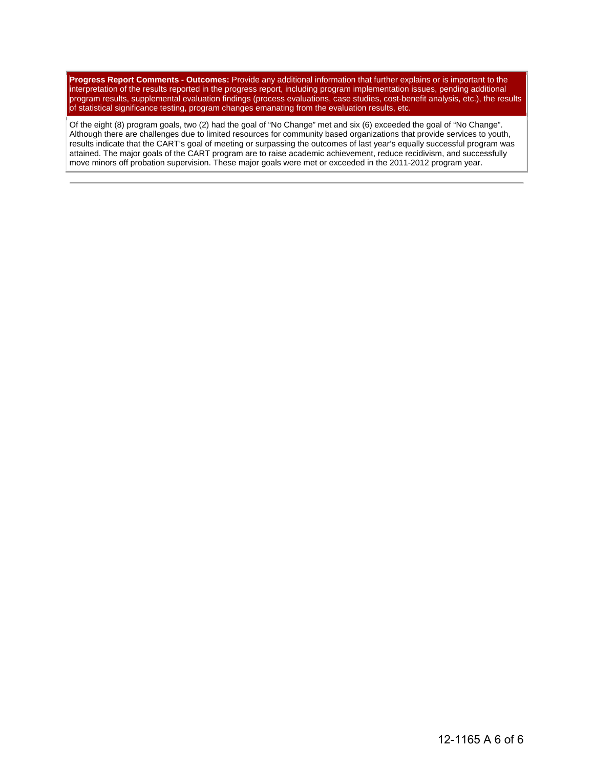**Progress Report Comments - Outcomes:** Provide any additional information that further explains or is important to the interpretation of the results reported in the progress report, including program implementation issues, pending additional program results, supplemental evaluation findings (process evaluations, case studies, cost-benefit analysis, etc.), the results of statistical significance testing, program changes emanating from the evaluation results, etc.

Of the eight (8) program goals, two (2) had the goal of "No Change" met and six (6) exceeded the goal of "No Change". Although there are challenges due to limited resources for community based organizations that provide services to youth, results indicate that the CART's goal of meeting or surpassing the outcomes of last year's equally successful program was attained. The major goals of the CART program are to raise academic achievement, reduce recidivism, and successfully move minors off probation supervision. These major goals were met or exceeded in the 2011-2012 program year.